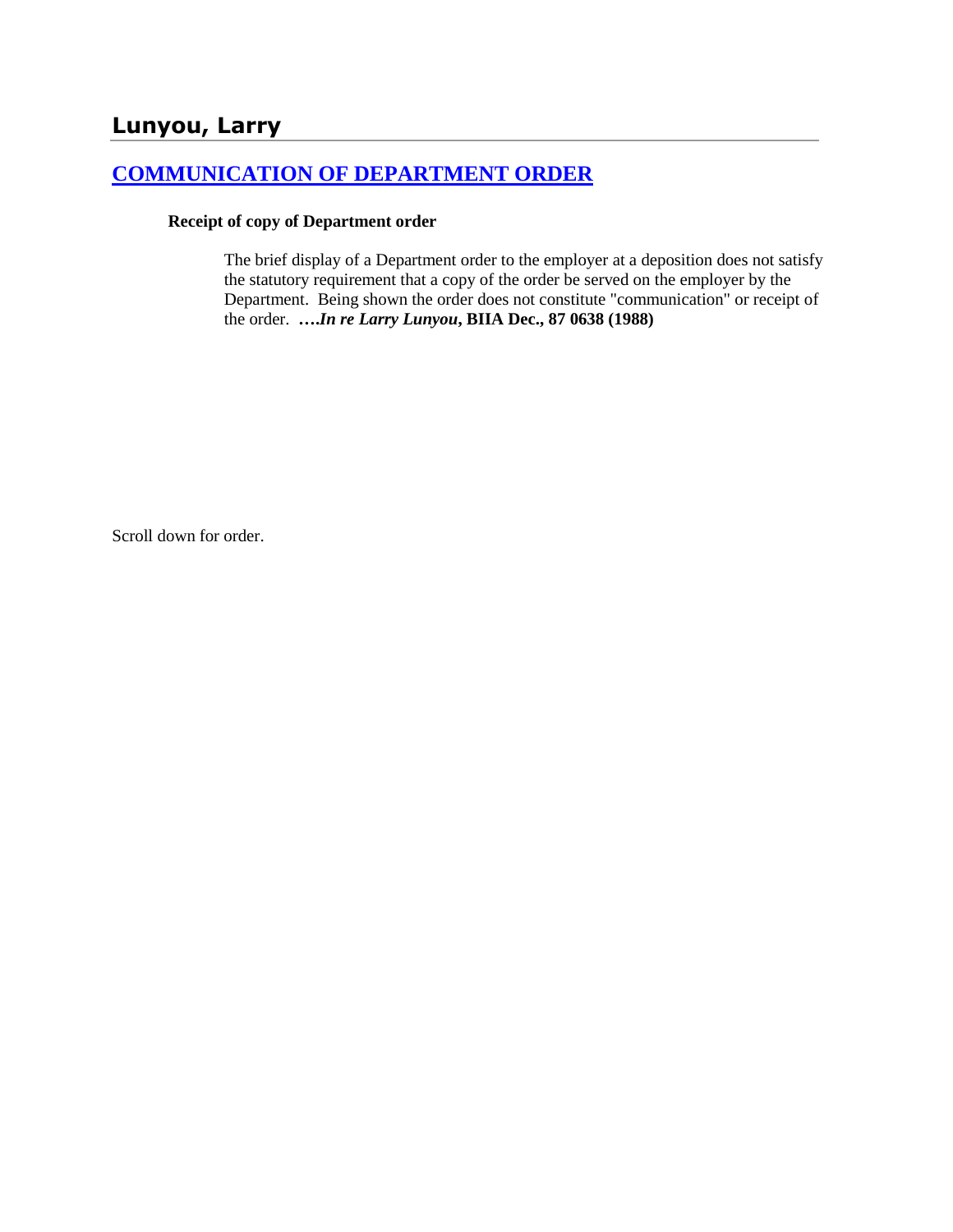# Lunyou, Larry

## [COMMUNICATION OF DEPARTMENT ORDER]

**Receipt of copy of Department order**

The brief display of a Department order to the employer at a deposition does not satisfy the statutory requirement that a copy of the order be served on the employer by the Department. Being shown the order does not constitute "communication" or receipt of the order. ***….In re Larry Lunyou*, BIIA Dec., 87 0638 (1988)**

Scroll down for order.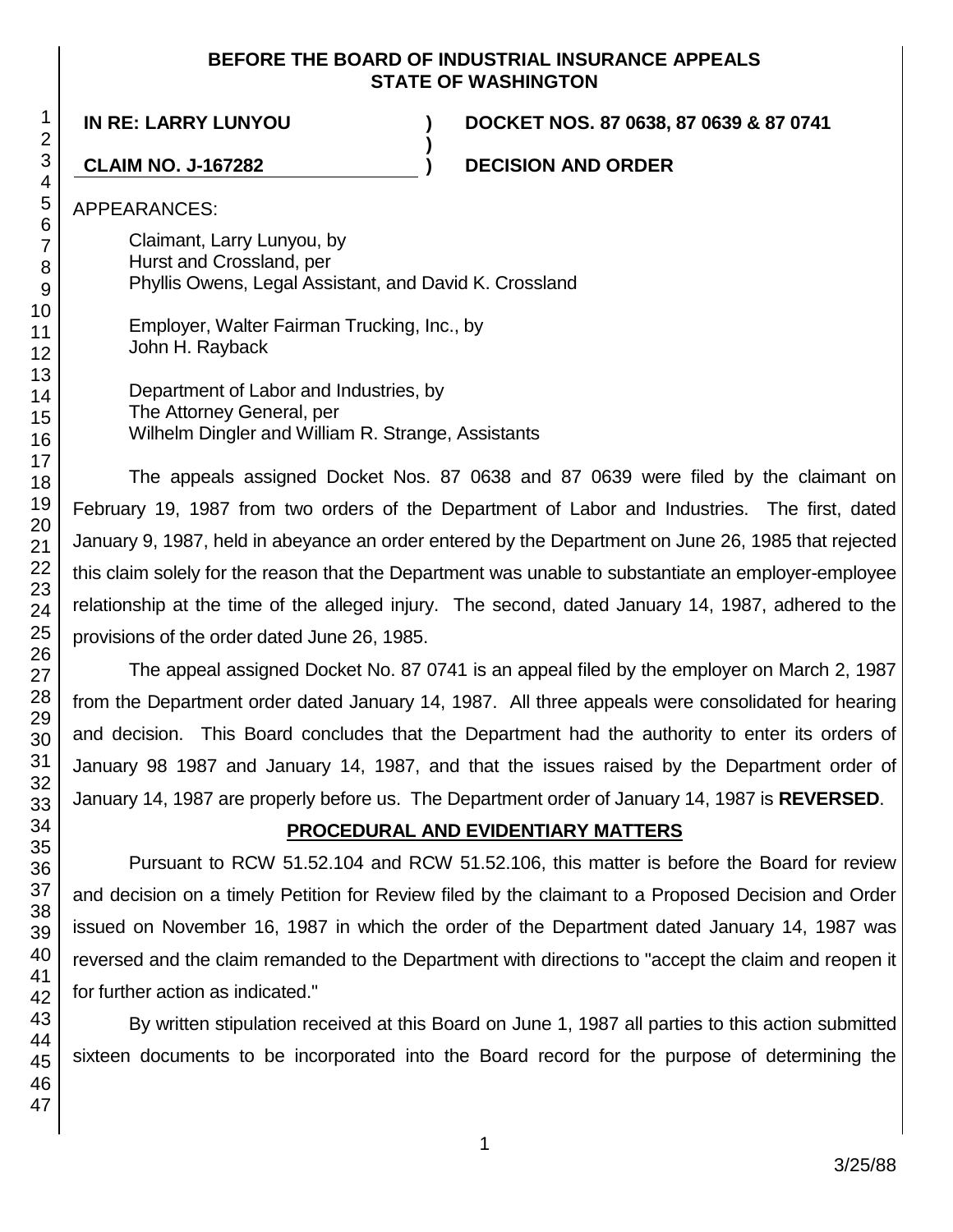**BEFORE THE BOARD OF INDUSTRIAL INSURANCE APPEALS**
**STATE OF WASHINGTON**

**IN RE: LARRY LUNYOU** ) **DOCKET NOS. 87 0638, 87 0639 & 87 0741**
)
**CLAIM NO. J-167282** ) **DECISION AND ORDER**

APPEARANCES:

Claimant, Larry Lunyou, by
Hurst and Crossland, per
Phyllis Owens, Legal Assistant, and David K. Crossland

Employer, Walter Fairman Trucking, Inc., by
John H. Rayback

Department of Labor and Industries, by
The Attorney General, per
Wilhelm Dingler and William R. Strange, Assistants

The appeals assigned Docket Nos. 87 0638 and 87 0639 were filed by the claimant on February 19, 1987 from two orders of the Department of Labor and Industries. The first, dated January 9, 1987, held in abeyance an order entered by the Department on June 26, 1985 that rejected this claim solely for the reason that the Department was unable to substantiate an employer-employee relationship at the time of the alleged injury. The second, dated January 14, 1987, adhered to the provisions of the order dated June 26, 1985.

The appeal assigned Docket No. 87 0741 is an appeal filed by the employer on March 2, 1987 from the Department order dated January 14, 1987. All three appeals were consolidated for hearing and decision. This Board concludes that the Department had the authority to enter its orders of January 98 1987 and January 14, 1987, and that the issues raised by the Department order of January 14, 1987 are properly before us. The Department order of January 14, 1987 is **REVERSED**.

## PROCEDURAL AND EVIDENTIARY MATTERS

Pursuant to RCW 51.52.104 and RCW 51.52.106, this matter is before the Board for review and decision on a timely Petition for Review filed by the claimant to a Proposed Decision and Order issued on November 16, 1987 in which the order of the Department dated January 14, 1987 was reversed and the claim remanded to the Department with directions to "accept the claim and reopen it for further action as indicated."

By written stipulation received at this Board on June 1, 1987 all parties to this action submitted sixteen documents to be incorporated into the Board record for the purpose of determining the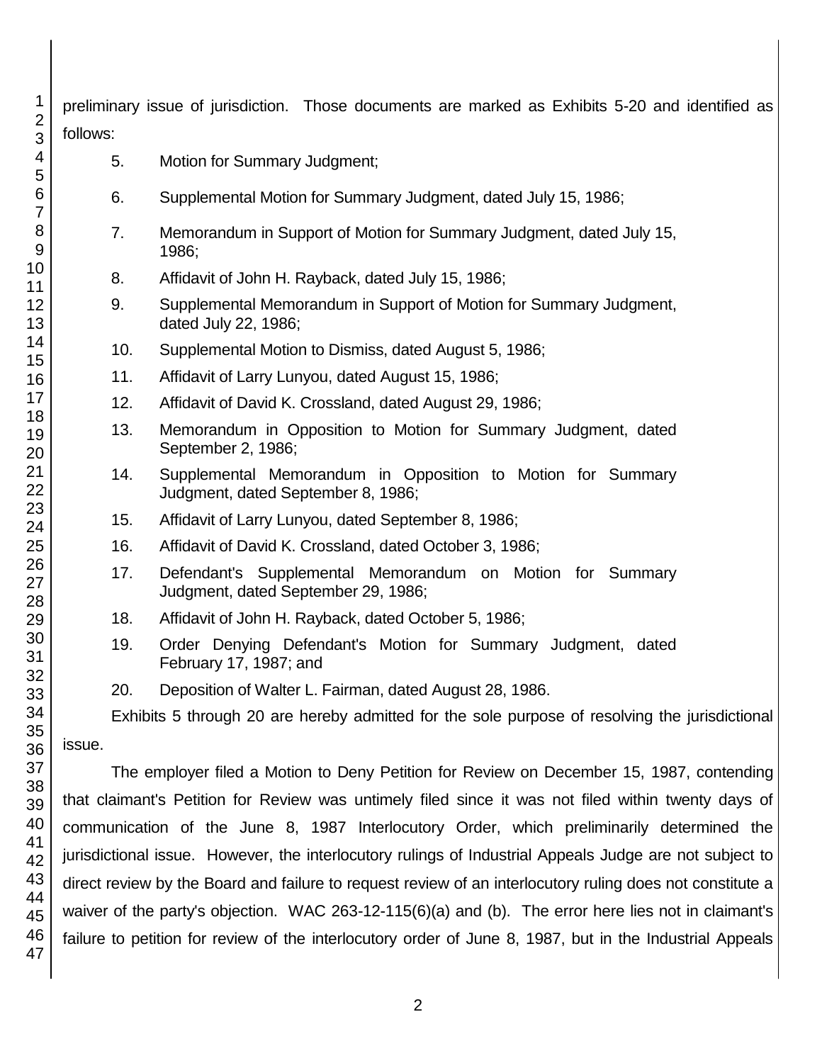preliminary issue of jurisdiction. Those documents are marked as Exhibits 5-20 and identified as follows:

5. Motion for Summary Judgment;
6. Supplemental Motion for Summary Judgment, dated July 15, 1986;
7. Memorandum in Support of Motion for Summary Judgment, dated July 15, 1986;
8. Affidavit of John H. Rayback, dated July 15, 1986;
9. Supplemental Memorandum in Support of Motion for Summary Judgment, dated July 22, 1986;
10. Supplemental Motion to Dismiss, dated August 5, 1986;
11. Affidavit of Larry Lunyou, dated August 15, 1986;
12. Affidavit of David K. Crossland, dated August 29, 1986;
13. Memorandum in Opposition to Motion for Summary Judgment, dated September 2, 1986;
14. Supplemental Memorandum in Opposition to Motion for Summary Judgment, dated September 8, 1986;
15. Affidavit of Larry Lunyou, dated September 8, 1986;
16. Affidavit of David K. Crossland, dated October 3, 1986;
17. Defendant's Supplemental Memorandum on Motion for Summary Judgment, dated September 29, 1986;
18. Affidavit of John H. Rayback, dated October 5, 1986;
19. Order Denying Defendant's Motion for Summary Judgment, dated February 17, 1987; and
20. Deposition of Walter L. Fairman, dated August 28, 1986.

Exhibits 5 through 20 are hereby admitted for the sole purpose of resolving the jurisdictional issue.

The employer filed a Motion to Deny Petition for Review on December 15, 1987, contending that claimant's Petition for Review was untimely filed since it was not filed within twenty days of communication of the June 8, 1987 Interlocutory Order, which preliminarily determined the jurisdictional issue. However, the interlocutory rulings of Industrial Appeals Judge are not subject to direct review by the Board and failure to request review of an interlocutory ruling does not constitute a waiver of the party's objection. WAC 263-12-115(6)(a) and (b). The error here lies not in claimant's failure to petition for review of the interlocutory order of June 8, 1987, but in the Industrial Appeals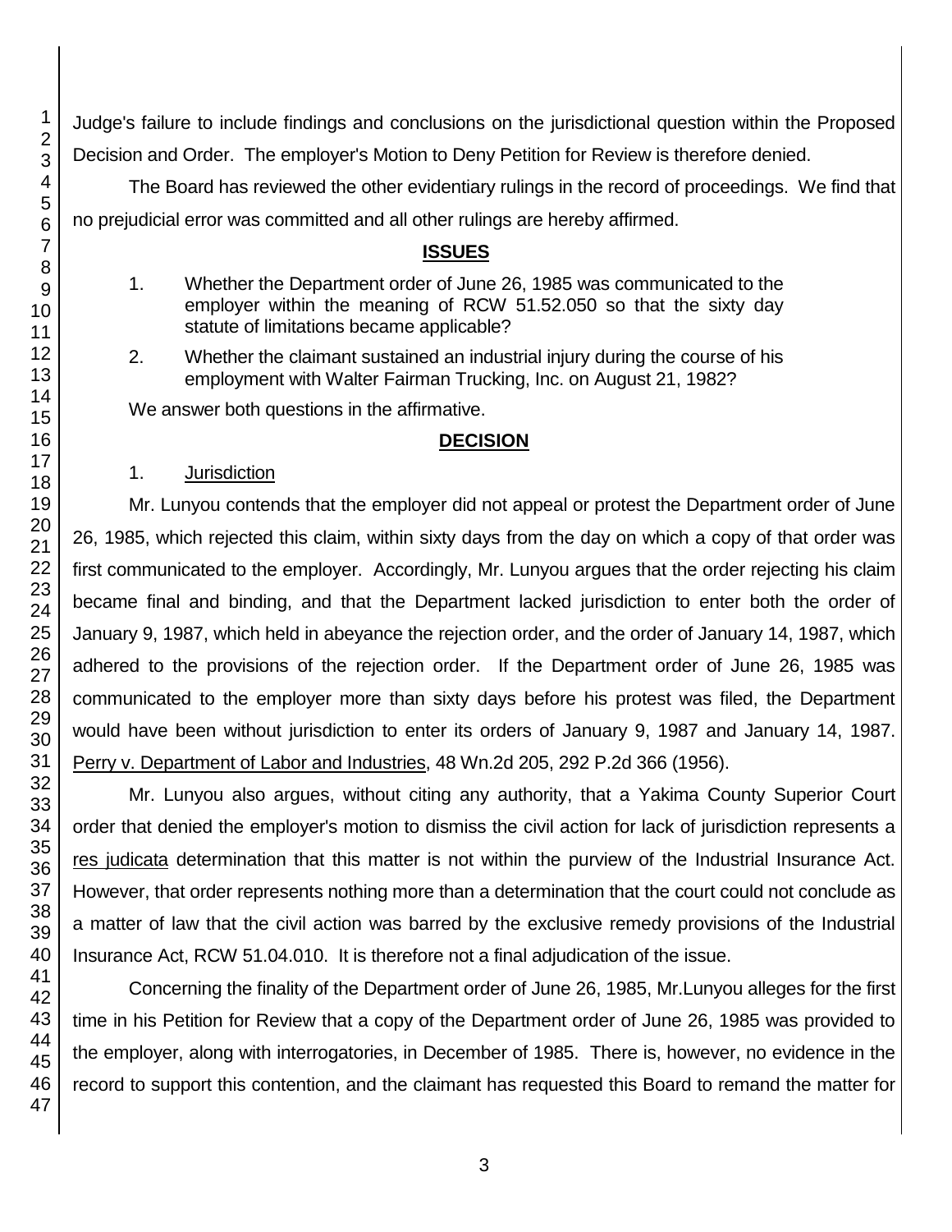Judge's failure to include findings and conclusions on the jurisdictional question within the Proposed Decision and Order. The employer's Motion to Deny Petition for Review is therefore denied.

The Board has reviewed the other evidentiary rulings in the record of proceedings. We find that no prejudicial error was committed and all other rulings are hereby affirmed.

## ISSUES

1. Whether the Department order of June 26, 1985 was communicated to the employer within the meaning of RCW 51.52.050 so that the sixty day statute of limitations became applicable?

2. Whether the claimant sustained an industrial injury during the course of his employment with Walter Fairman Trucking, Inc. on August 21, 1982?

We answer both questions in the affirmative.

## DECISION

1. Jurisdiction

Mr. Lunyou contends that the employer did not appeal or protest the Department order of June 26, 1985, which rejected this claim, within sixty days from the day on which a copy of that order was first communicated to the employer. Accordingly, Mr. Lunyou argues that the order rejecting his claim became final and binding, and that the Department lacked jurisdiction to enter both the order of January 9, 1987, which held in abeyance the rejection order, and the order of January 14, 1987, which adhered to the provisions of the rejection order. If the Department order of June 26, 1985 was communicated to the employer more than sixty days before his protest was filed, the Department would have been without jurisdiction to enter its orders of January 9, 1987 and January 14, 1987. Perry v. Department of Labor and Industries, 48 Wn.2d 205, 292 P.2d 366 (1956).

Mr. Lunyou also argues, without citing any authority, that a Yakima County Superior Court order that denied the employer's motion to dismiss the civil action for lack of jurisdiction represents a res judicata determination that this matter is not within the purview of the Industrial Insurance Act. However, that order represents nothing more than a determination that the court could not conclude as a matter of law that the civil action was barred by the exclusive remedy provisions of the Industrial Insurance Act, RCW 51.04.010. It is therefore not a final adjudication of the issue.

Concerning the finality of the Department order of June 26, 1985, Mr.Lunyou alleges for the first time in his Petition for Review that a copy of the Department order of June 26, 1985 was provided to the employer, along with interrogatories, in December of 1985. There is, however, no evidence in the record to support this contention, and the claimant has requested this Board to remand the matter for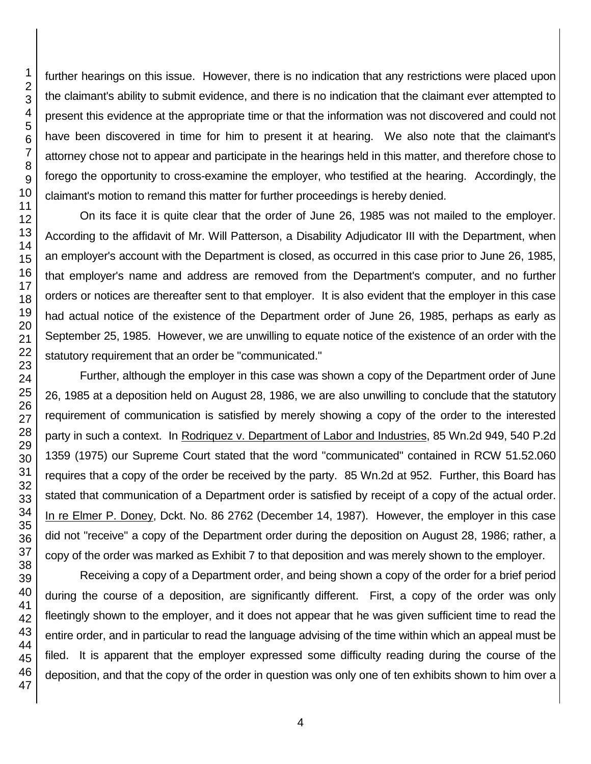further hearings on this issue. However, there is no indication that any restrictions were placed upon the claimant's ability to submit evidence, and there is no indication that the claimant ever attempted to present this evidence at the appropriate time or that the information was not discovered and could not have been discovered in time for him to present it at hearing. We also note that the claimant's attorney chose not to appear and participate in the hearings held in this matter, and therefore chose to forego the opportunity to cross-examine the employer, who testified at the hearing. Accordingly, the claimant's motion to remand this matter for further proceedings is hereby denied.

On its face it is quite clear that the order of June 26, 1985 was not mailed to the employer. According to the affidavit of Mr. Will Patterson, a Disability Adjudicator III with the Department, when an employer's account with the Department is closed, as occurred in this case prior to June 26, 1985, that employer's name and address are removed from the Department's computer, and no further orders or notices are thereafter sent to that employer. It is also evident that the employer in this case had actual notice of the existence of the Department order of June 26, 1985, perhaps as early as September 25, 1985. However, we are unwilling to equate notice of the existence of an order with the statutory requirement that an order be "communicated."

Further, although the employer in this case was shown a copy of the Department order of June 26, 1985 at a deposition held on August 28, 1986, we are also unwilling to conclude that the statutory requirement of communication is satisfied by merely showing a copy of the order to the interested party in such a context. In Rodriquez v. Department of Labor and Industries, 85 Wn.2d 949, 540 P.2d 1359 (1975) our Supreme Court stated that the word "communicated" contained in RCW 51.52.060 requires that a copy of the order be received by the party. 85 Wn.2d at 952. Further, this Board has stated that communication of a Department order is satisfied by receipt of a copy of the actual order. In re Elmer P. Doney, Dckt. No. 86 2762 (December 14, 1987). However, the employer in this case did not "receive" a copy of the Department order during the deposition on August 28, 1986; rather, a copy of the order was marked as Exhibit 7 to that deposition and was merely shown to the employer.

Receiving a copy of a Department order, and being shown a copy of the order for a brief period during the course of a deposition, are significantly different. First, a copy of the order was only fleetingly shown to the employer, and it does not appear that he was given sufficient time to read the entire order, and in particular to read the language advising of the time within which an appeal must be filed. It is apparent that the employer expressed some difficulty reading during the course of the deposition, and that the copy of the order in question was only one of ten exhibits shown to him over a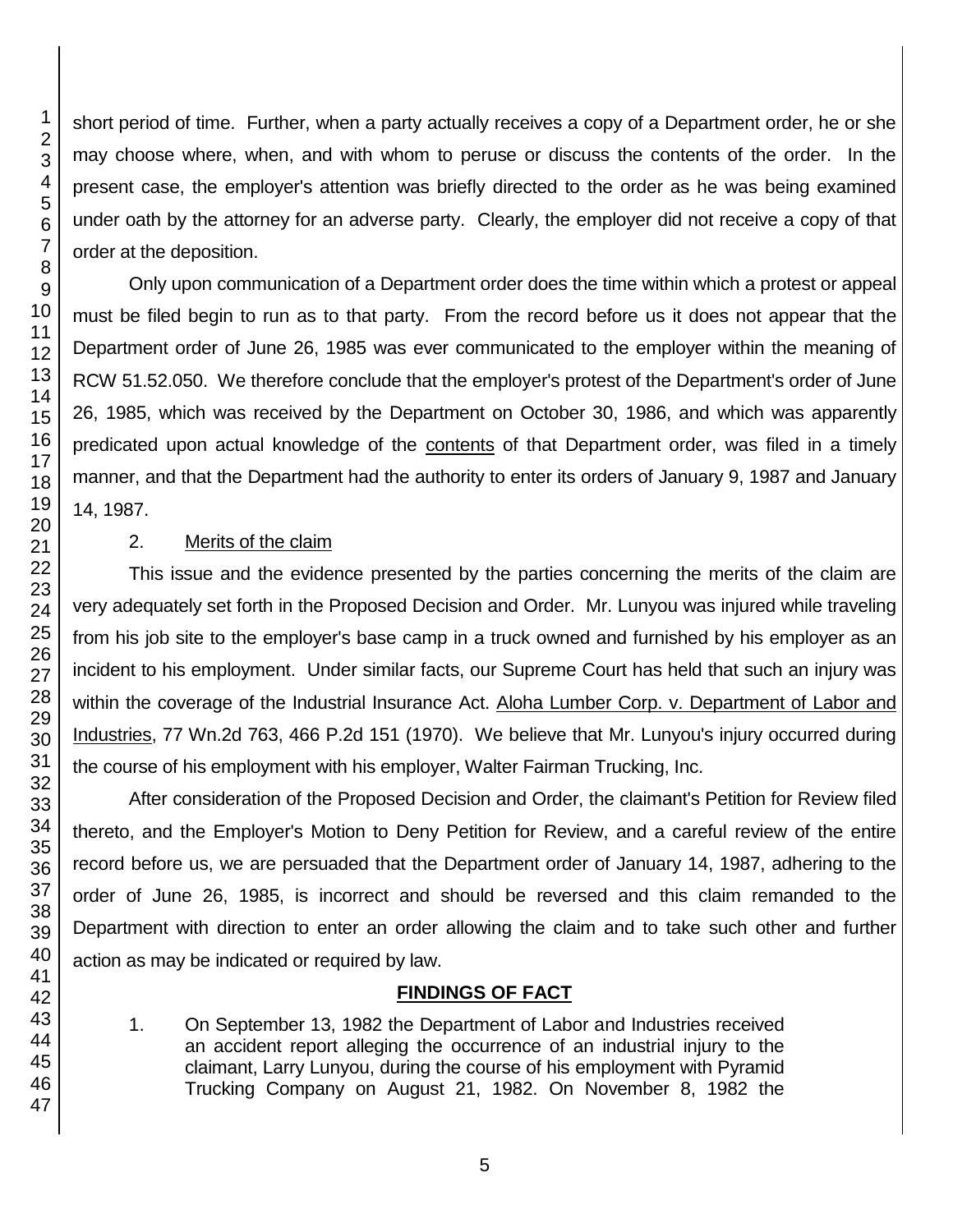short period of time. Further, when a party actually receives a copy of a Department order, he or she may choose where, when, and with whom to peruse or discuss the contents of the order. In the present case, the employer's attention was briefly directed to the order as he was being examined under oath by the attorney for an adverse party. Clearly, the employer did not receive a copy of that order at the deposition.

Only upon communication of a Department order does the time within which a protest or appeal must be filed begin to run as to that party. From the record before us it does not appear that the Department order of June 26, 1985 was ever communicated to the employer within the meaning of RCW 51.52.050. We therefore conclude that the employer's protest of the Department's order of June 26, 1985, which was received by the Department on October 30, 1986, and which was apparently predicated upon actual knowledge of the contents of that Department order, was filed in a timely manner, and that the Department had the authority to enter its orders of January 9, 1987 and January 14, 1987.

2. Merits of the claim

This issue and the evidence presented by the parties concerning the merits of the claim are very adequately set forth in the Proposed Decision and Order. Mr. Lunyou was injured while traveling from his job site to the employer's base camp in a truck owned and furnished by his employer as an incident to his employment. Under similar facts, our Supreme Court has held that such an injury was within the coverage of the Industrial Insurance Act. Aloha Lumber Corp. v. Department of Labor and Industries, 77 Wn.2d 763, 466 P.2d 151 (1970). We believe that Mr. Lunyou's injury occurred during the course of his employment with his employer, Walter Fairman Trucking, Inc.

After consideration of the Proposed Decision and Order, the claimant's Petition for Review filed thereto, and the Employer's Motion to Deny Petition for Review, and a careful review of the entire record before us, we are persuaded that the Department order of January 14, 1987, adhering to the order of June 26, 1985, is incorrect and should be reversed and this claim remanded to the Department with direction to enter an order allowing the claim and to take such other and further action as may be indicated or required by law.

## FINDINGS OF FACT

1. On September 13, 1982 the Department of Labor and Industries received an accident report alleging the occurrence of an industrial injury to the claimant, Larry Lunyou, during the course of his employment with Pyramid Trucking Company on August 21, 1982. On November 8, 1982 the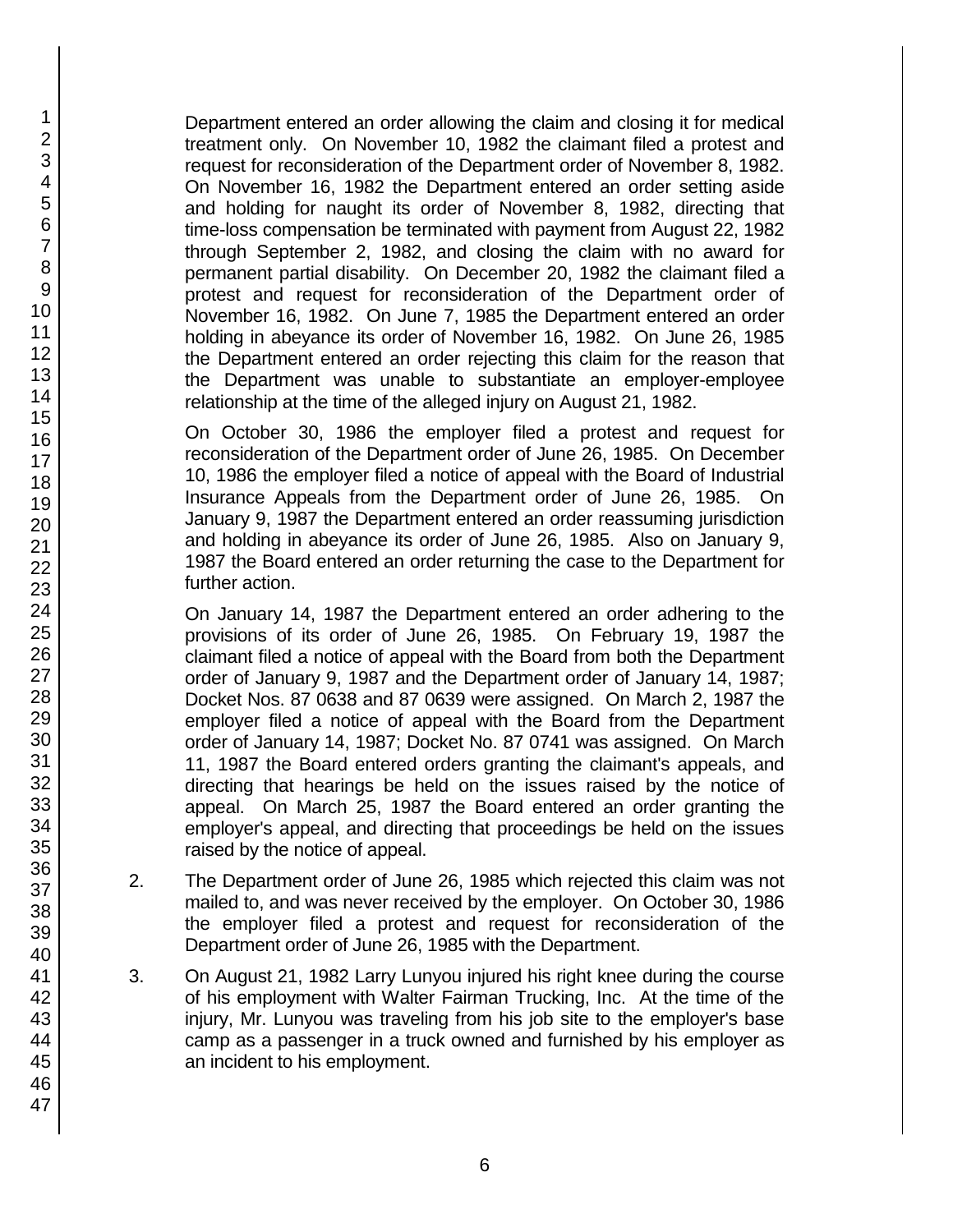Department entered an order allowing the claim and closing it for medical treatment only. On November 10, 1982 the claimant filed a protest and request for reconsideration of the Department order of November 8, 1982. On November 16, 1982 the Department entered an order setting aside and holding for naught its order of November 8, 1982, directing that time-loss compensation be terminated with payment from August 22, 1982 through September 2, 1982, and closing the claim with no award for permanent partial disability. On December 20, 1982 the claimant filed a protest and request for reconsideration of the Department order of November 16, 1982. On June 7, 1985 the Department entered an order holding in abeyance its order of November 16, 1982. On June 26, 1985 the Department entered an order rejecting this claim for the reason that the Department was unable to substantiate an employer-employee relationship at the time of the alleged injury on August 21, 1982.

On October 30, 1986 the employer filed a protest and request for reconsideration of the Department order of June 26, 1985. On December 10, 1986 the employer filed a notice of appeal with the Board of Industrial Insurance Appeals from the Department order of June 26, 1985. On January 9, 1987 the Department entered an order reassuming jurisdiction and holding in abeyance its order of June 26, 1985. Also on January 9, 1987 the Board entered an order returning the case to the Department for further action.

On January 14, 1987 the Department entered an order adhering to the provisions of its order of June 26, 1985. On February 19, 1987 the claimant filed a notice of appeal with the Board from both the Department order of January 9, 1987 and the Department order of January 14, 1987; Docket Nos. 87 0638 and 87 0639 were assigned. On March 2, 1987 the employer filed a notice of appeal with the Board from the Department order of January 14, 1987; Docket No. 87 0741 was assigned. On March 11, 1987 the Board entered orders granting the claimant's appeals, and directing that hearings be held on the issues raised by the notice of appeal. On March 25, 1987 the Board entered an order granting the employer's appeal, and directing that proceedings be held on the issues raised by the notice of appeal.

2. The Department order of June 26, 1985 which rejected this claim was not mailed to, and was never received by the employer. On October 30, 1986 the employer filed a protest and request for reconsideration of the Department order of June 26, 1985 with the Department.

3. On August 21, 1982 Larry Lunyou injured his right knee during the course of his employment with Walter Fairman Trucking, Inc. At the time of the injury, Mr. Lunyou was traveling from his job site to the employer's base camp as a passenger in a truck owned and furnished by his employer as an incident to his employment.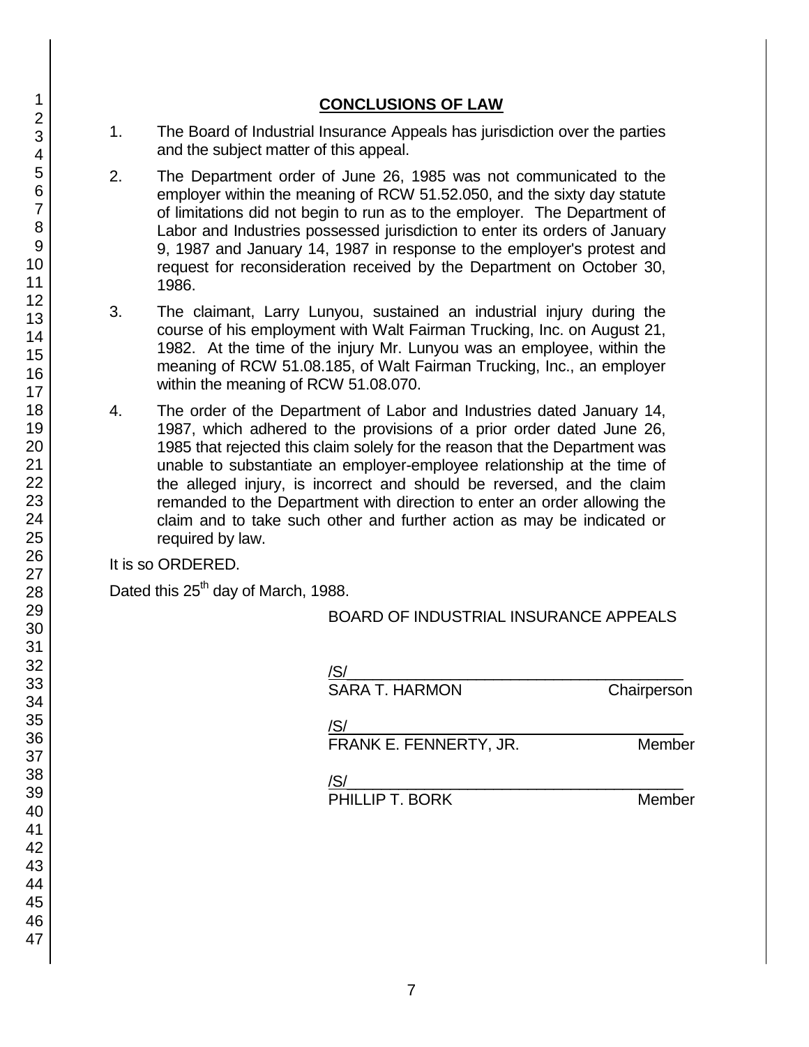## CONCLUSIONS OF LAW

1. The Board of Industrial Insurance Appeals has jurisdiction over the parties and the subject matter of this appeal.

2. The Department order of June 26, 1985 was not communicated to the employer within the meaning of RCW 51.52.050, and the sixty day statute of limitations did not begin to run as to the employer. The Department of Labor and Industries possessed jurisdiction to enter its orders of January 9, 1987 and January 14, 1987 in response to the employer's protest and request for reconsideration received by the Department on October 30, 1986.

3. The claimant, Larry Lunyou, sustained an industrial injury during the course of his employment with Walt Fairman Trucking, Inc. on August 21, 1982. At the time of the injury Mr. Lunyou was an employee, within the meaning of RCW 51.08.185, of Walt Fairman Trucking, Inc., an employer within the meaning of RCW 51.08.070.

4. The order of the Department of Labor and Industries dated January 14, 1987, which adhered to the provisions of a prior order dated June 26, 1985 that rejected this claim solely for the reason that the Department was unable to substantiate an employer-employee relationship at the time of the alleged injury, is incorrect and should be reversed, and the claim remanded to the Department with direction to enter an order allowing the claim and to take such other and further action as may be indicated or required by law.

It is so ORDERED.

Dated this 25th day of March, 1988.

BOARD OF INDUSTRIAL INSURANCE APPEALS

/S/
SARA T. HARMON — Chairperson

/S/
FRANK E. FENNERTY, JR. — Member

/S/
PHILLIP T. BORK — Member